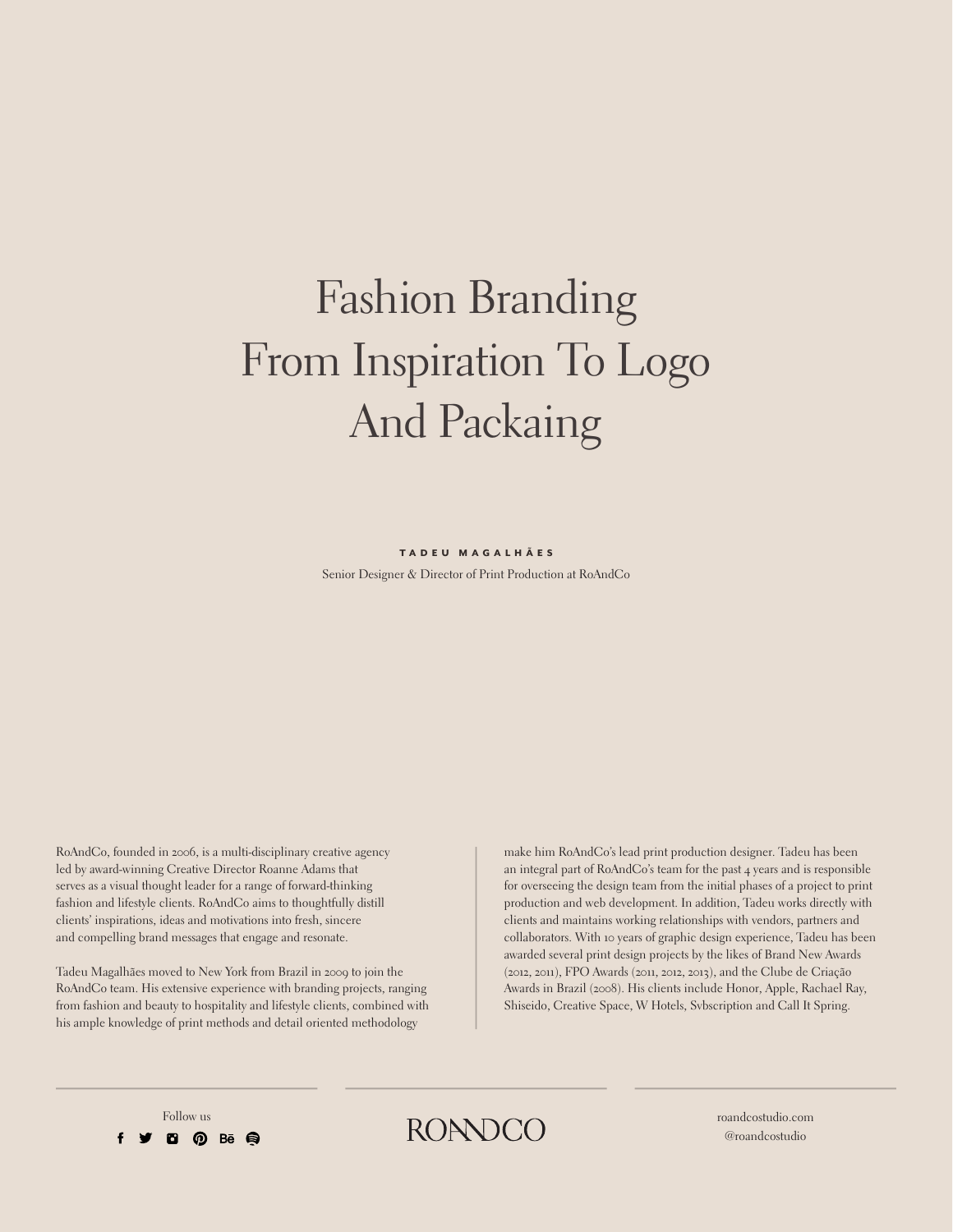# Fashion Branding From Inspiration To Logo And Packaing

**TADEU MAGALHÃES**

Senior Designer & Director of Print Production at RoAndCo

RoAndCo, founded in 2006, is a multi-disciplinary creative agency led by award-winning Creative Director Roanne Adams that serves as a visual thought leader for a range of forward-thinking fashion and lifestyle clients. RoAndCo aims to thoughtfully distill clients' inspirations, ideas and motivations into fresh, sincere and compelling brand messages that engage and resonate.

Tadeu Magalhães moved to New York from Brazil in 2009 to join the RoAndCo team. His extensive experience with branding projects, ranging from fashion and beauty to hospitality and lifestyle clients, combined with his ample knowledge of print methods and detail oriented methodology make him RoAndCo's lead print production designer. Tadeu has been an integral part of RoAndCo's team for the past 4 years and is responsible for overseeing the design team from the initial phases of a project to print production and web development. In addition, Tadeu works directly with clients and maintains working relationships with vendors, partners and collaborators. With 10 years of graphic design experience, Tadeu has been awarded several print design projects by the likes of Brand New Awards (2012, 2011), FPO Awards (2011, 2012, 2013), and the Clube de Criação Awards in Brazil (2008). His clients include Honor, Apple, Rachael Ray, Shiseido, Creative Space, W Hotels, Svbscription and Call It Spring.

Follow us

RONNDCO

roandcostudio.com
@roandcostudio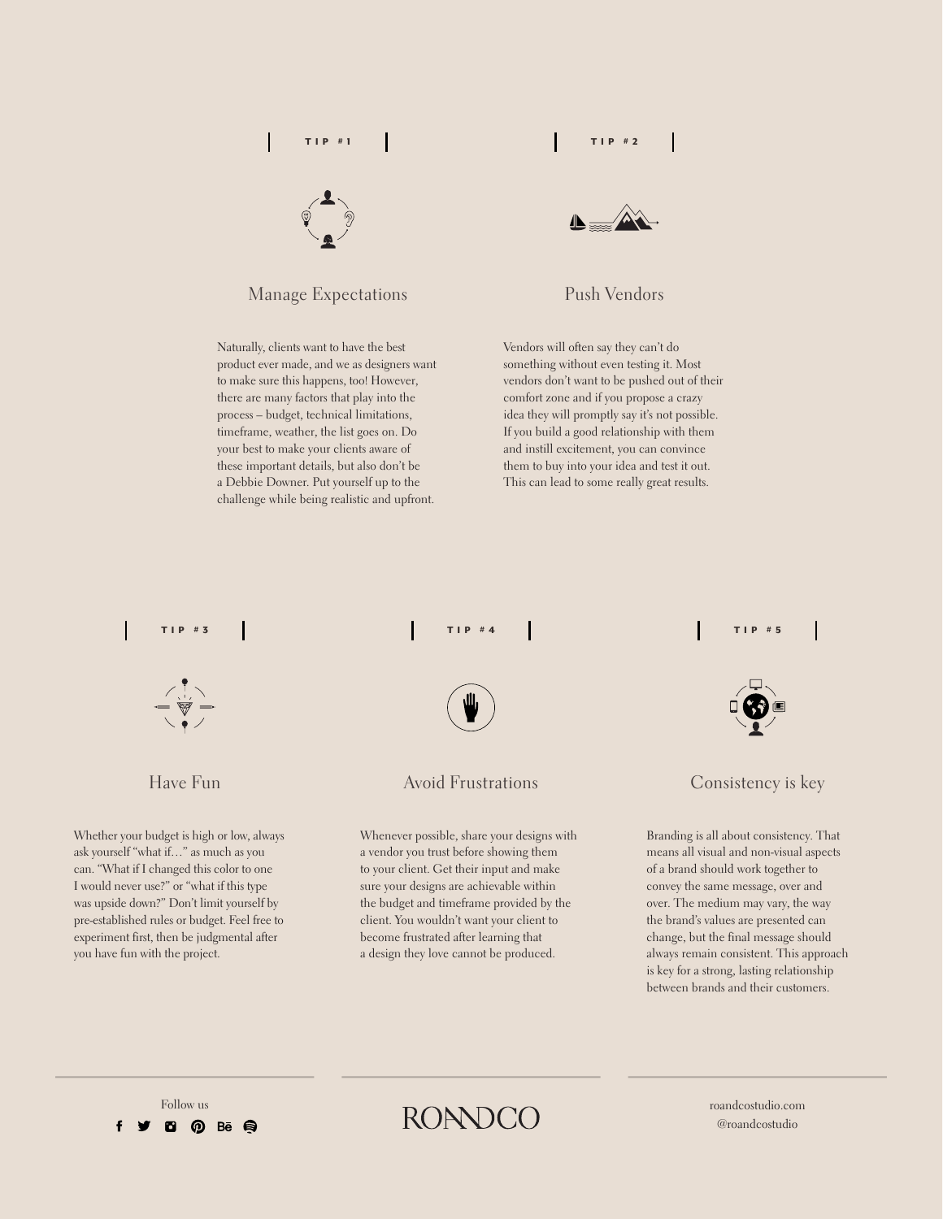TIP #1

## Manage Expectations

Naturally, clients want to have the best product ever made, and we as designers want to make sure this happens, too! However, there are many factors that play into the process – budget, technical limitations, timeframe, weather, the list goes on. Do your best to make your clients aware of these important details, but also don't be a Debbie Downer. Put yourself up to the challenge while being realistic and upfront.

TIP #2

## Push Vendors

Vendors will often say they can't do something without even testing it. Most vendors don't want to be pushed out of their comfort zone and if you propose a crazy idea they will promptly say it's not possible. If you build a good relationship with them and instill excitement, you can convince them to buy into your idea and test it out. This can lead to some really great results.

TIP #3

## Have Fun

Whether your budget is high or low, always ask yourself "what if…" as much as you can. "What if I changed this color to one I would never use?" or "what if this type was upside down?" Don't limit yourself by pre-established rules or budget. Feel free to experiment first, then be judgmental after you have fun with the project.

TIP #4

## Avoid Frustrations

Whenever possible, share your designs with a vendor you trust before showing them to your client. Get their input and make sure your designs are achievable within the budget and timeframe provided by the client. You wouldn't want your client to become frustrated after learning that a design they love cannot be produced.

TIP #5

## Consistency is key

Branding is all about consistency. That means all visual and non-visual aspects of a brand should work together to convey the same message, over and over. The medium may vary, the way the brand's values are presented can change, but the final message should always remain consistent. This approach is key for a strong, lasting relationship between brands and their customers.

Follow us

RONDCO

roandcostudio.com
@roandcostudio